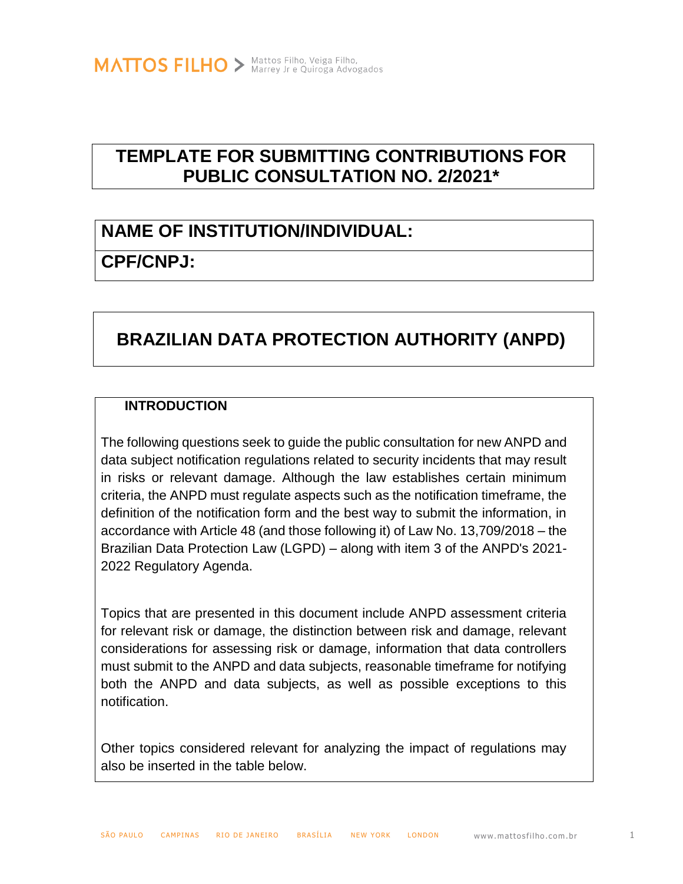# TEMPLATE FOR SUBMITTING CONTRIBUTIONS FOR PUBLIC CONSULTATION NO. 2/2021*

| NAME OF INSTITUTION/INDIVIDUAL: |
| --- |
| CPF/CNPJ: |

## BRAZILIAN DATA PROTECTION AUTHORITY (ANPD)

### INTRODUCTION

The following questions seek to guide the public consultation for new ANPD and data subject notification regulations related to security incidents that may result in risks or relevant damage. Although the law establishes certain minimum criteria, the ANPD must regulate aspects such as the notification timeframe, the definition of the notification form and the best way to submit the information, in accordance with Article 48 (and those following it) of Law No. 13,709/2018 – the Brazilian Data Protection Law (LGPD) – along with item 3 of the ANPD's 2021-2022 Regulatory Agenda.

Topics that are presented in this document include ANPD assessment criteria for relevant risk or damage, the distinction between risk and damage, relevant considerations for assessing risk or damage, information that data controllers must submit to the ANPD and data subjects, reasonable timeframe for notifying both the ANPD and data subjects, as well as possible exceptions to this notification.

Other topics considered relevant for analyzing the impact of regulations may also be inserted in the table below.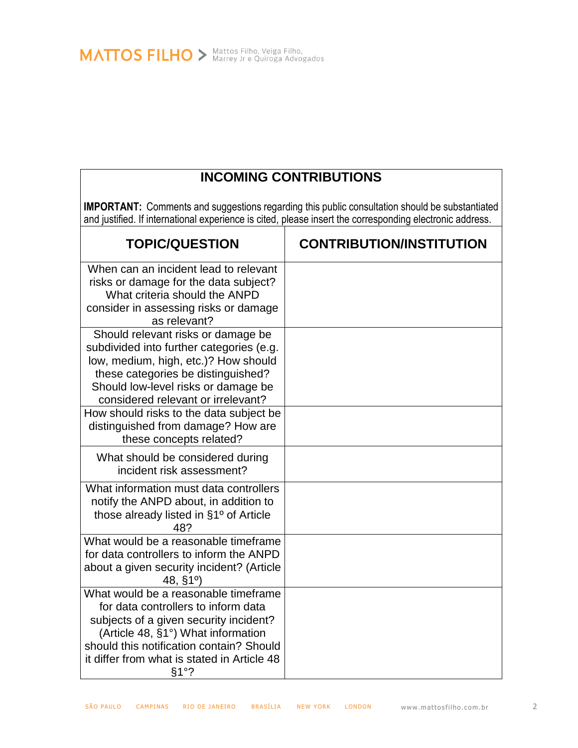## INCOMING CONTRIBUTIONS

**IMPORTANT:** Comments and suggestions regarding this public consultation should be substantiated and justified. If international experience is cited, please insert the corresponding electronic address.

| TOPIC/QUESTION | CONTRIBUTION/INSTITUTION |
|---|---|
| When can an incident lead to relevant risks or damage for the data subject? What criteria should the ANPD consider in assessing risks or damage as relevant? | |
| Should relevant risks or damage be subdivided into further categories (e.g. low, medium, high, etc.)? How should these categories be distinguished? Should low-level risks or damage be considered relevant or irrelevant? | |
| How should risks to the data subject be distinguished from damage? How are these concepts related? | |
| What should be considered during incident risk assessment? | |
| What information must data controllers notify the ANPD about, in addition to those already listed in §1º of Article 48? | |
| What would be a reasonable timeframe for data controllers to inform the ANPD about a given security incident? (Article 48, §1º) | |
| What would be a reasonable timeframe for data controllers to inform data subjects of a given security incident? (Article 48, §1°) What information should this notification contain? Should it differ from what is stated in Article 48 §1°? | |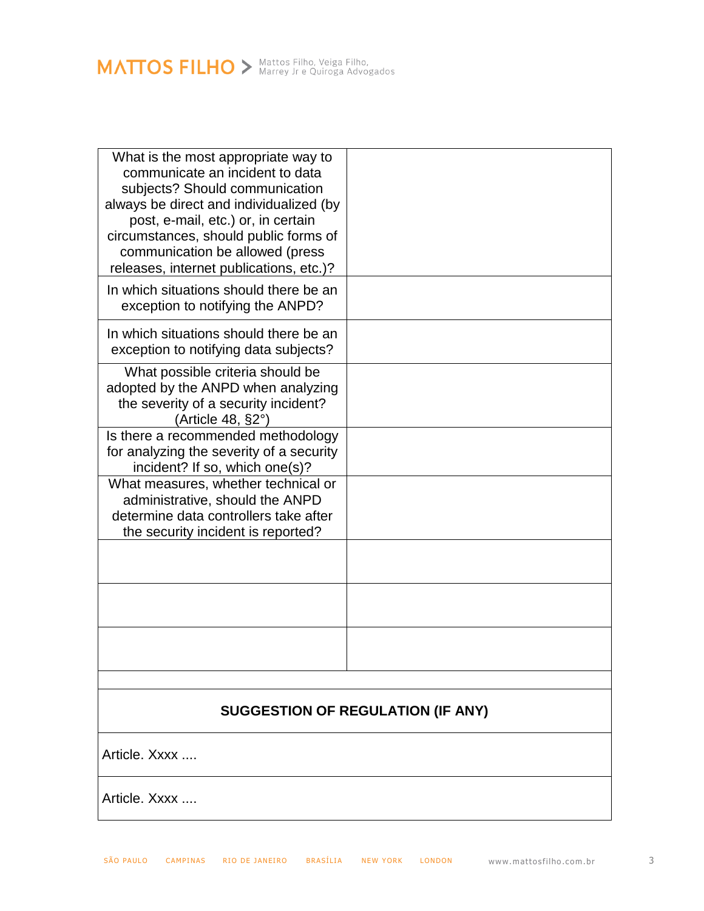| | |
|---|---|
| What is the most appropriate way to communicate an incident to data subjects? Should communication always be direct and individualized (by post, e-mail, etc.) or, in certain circumstances, should public forms of communication be allowed (press releases, internet publications, etc.)? | |
| In which situations should there be an exception to notifying the ANPD? | |
| In which situations should there be an exception to notifying data subjects? | |
| What possible criteria should be adopted by the ANPD when analyzing the severity of a security incident? (Article 48, §2°) | |
| Is there a recommended methodology for analyzing the severity of a security incident? If so, which one(s)? | |
| What measures, whether technical or administrative, should the ANPD determine data controllers take after the security incident is reported? | |
| | |
| | |
| | |

| **SUGGESTION OF REGULATION (IF ANY)** |
|---|
| Article. Xxxx .... |
| Article. Xxxx .... |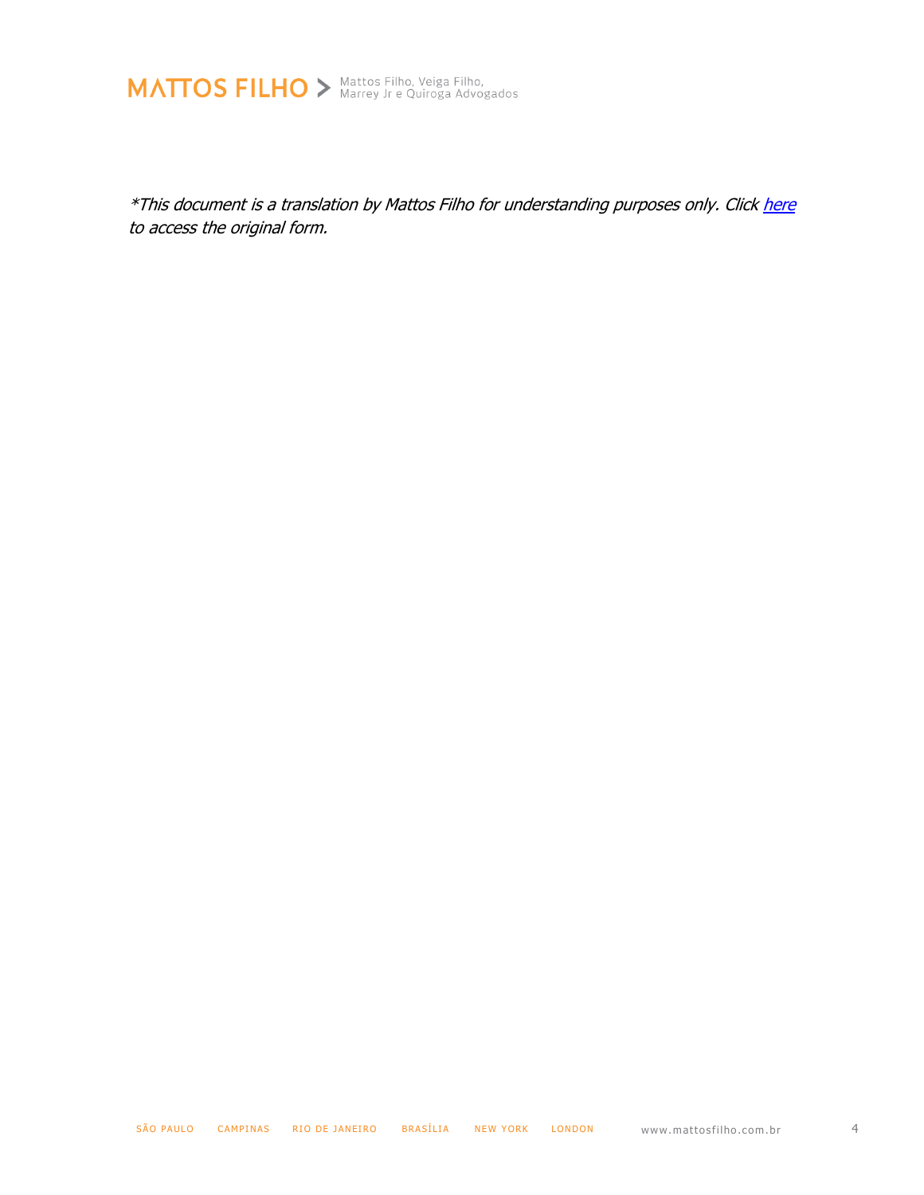*\*This document is a translation by Mattos Filho for understanding purposes only. Click [here](#) to access the original form.*